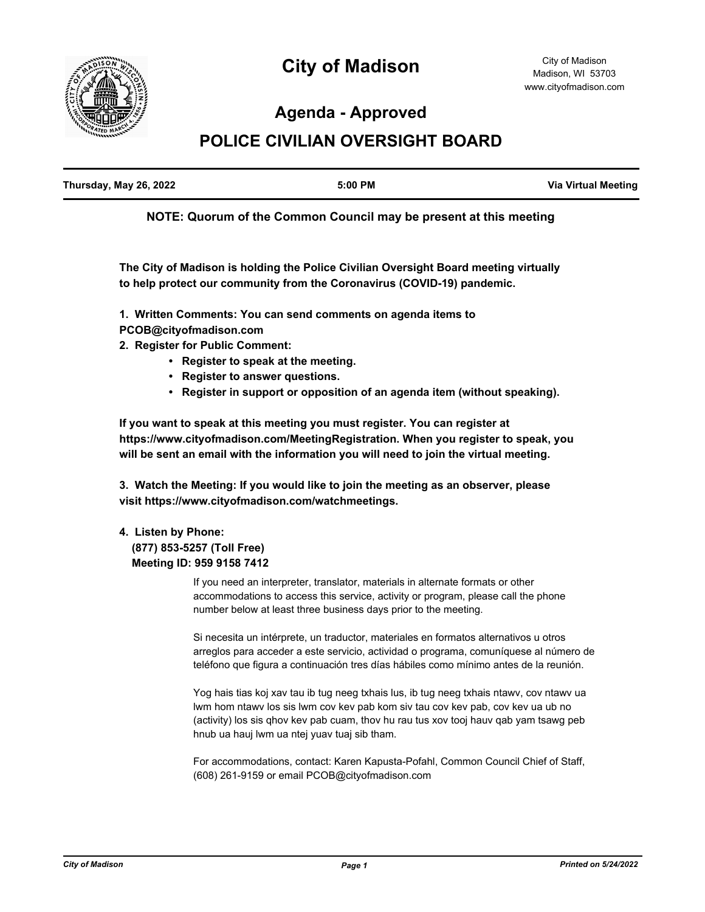# City of Madison

City of Madison
Madison, WI 53703
www.cityofmadison.com

## Agenda - Approved

## POLICE CIVILIAN OVERSIGHT BOARD

| Thursday, May 26, 2022 | 5:00 PM | Via Virtual Meeting |
|---|---|---|

**NOTE: Quorum of the Common Council may be present at this meeting**

**The City of Madison is holding the Police Civilian Oversight Board meeting virtually to help protect our community from the Coronavirus (COVID-19) pandemic.**

**1. Written Comments: You can send comments on agenda items to PCOB@cityofmadison.com**

**2. Register for Public Comment:**

- **Register to speak at the meeting.**
- **Register to answer questions.**
- **Register in support or opposition of an agenda item (without speaking).**

**If you want to speak at this meeting you must register. You can register at https://www.cityofmadison.com/MeetingRegistration. When you register to speak, you will be sent an email with the information you will need to join the virtual meeting.**

**3. Watch the Meeting: If you would like to join the meeting as an observer, please visit https://www.cityofmadison.com/watchmeetings.**

**4. Listen by Phone:**
**(877) 853-5257 (Toll Free)**
**Meeting ID: 959 9158 7412**

If you need an interpreter, translator, materials in alternate formats or other accommodations to access this service, activity or program, please call the phone number below at least three business days prior to the meeting.

Si necesita un intérprete, un traductor, materiales en formatos alternativos u otros arreglos para acceder a este servicio, actividad o programa, comuníquese al número de teléfono que figura a continuación tres días hábiles como mínimo antes de la reunión.

Yog hais tias koj xav tau ib tug neeg txhais lus, ib tug neeg txhais ntawv, cov ntawv ua lwm hom ntawv los sis lwm cov kev pab kom siv tau cov kev pab, cov kev ua ub no (activity) los sis qhov kev pab cuam, thov hu rau tus xov tooj hauv qab yam tsawg peb hnub ua hauj lwm ua ntej yuav tuaj sib tham.

For accommodations, contact: Karen Kapusta-Pofahl, Common Council Chief of Staff, (608) 261-9159 or email PCOB@cityofmadison.com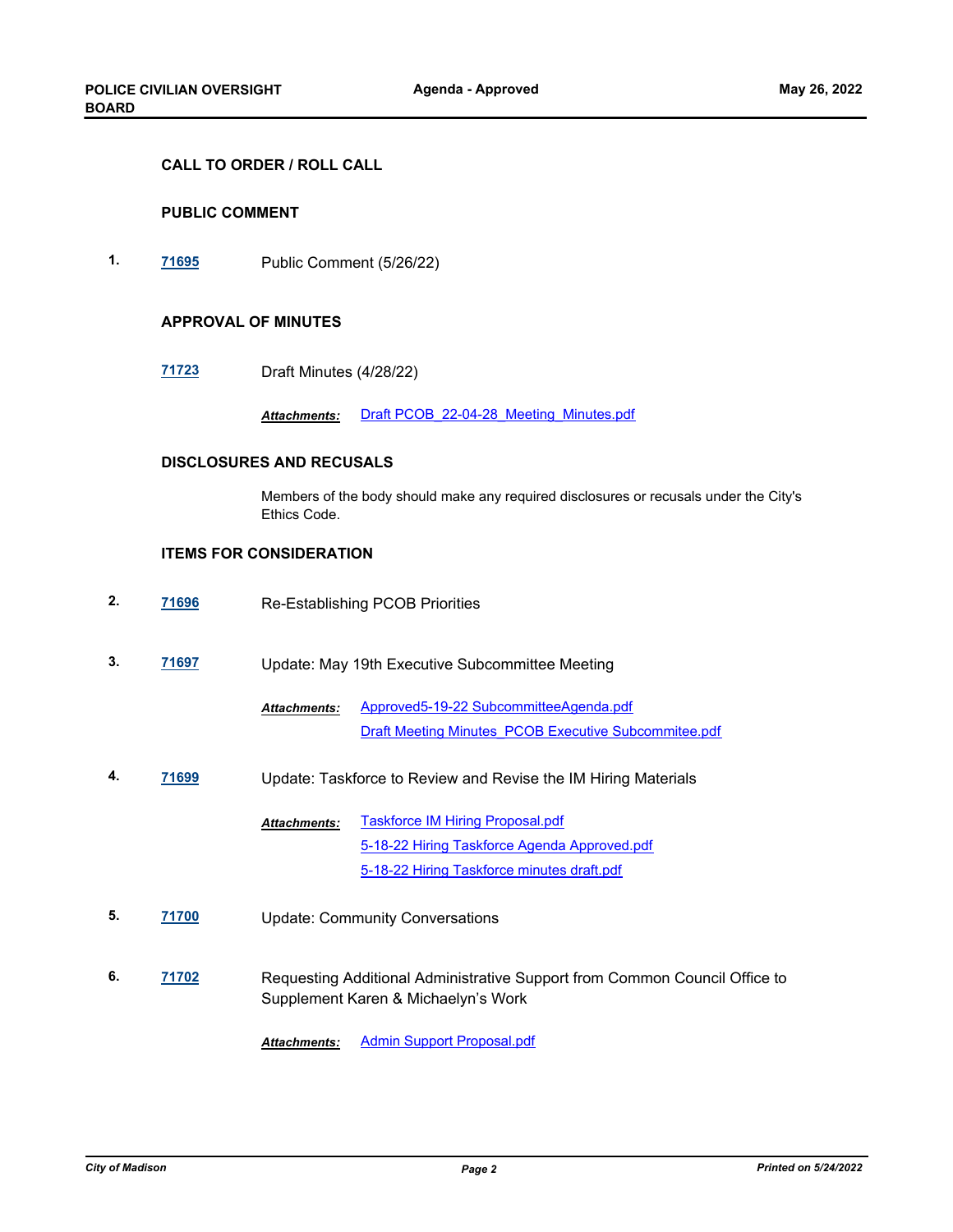### CALL TO ORDER / ROLL CALL

### PUBLIC COMMENT

**1.** **71695** Public Comment (5/26/22)

### APPROVAL OF MINUTES

**71723** Draft Minutes (4/28/22)

***Attachments:*** Draft PCOB_22-04-28_Meeting_Minutes.pdf

### DISCLOSURES AND RECUSALS

Members of the body should make any required disclosures or recusals under the City's Ethics Code.

### ITEMS FOR CONSIDERATION

**2.** **71696** Re-Establishing PCOB Priorities

**3.** **71697** Update: May 19th Executive Subcommittee Meeting

***Attachments:*** Approved5-19-22 SubcommitteeAgenda.pdf
Draft Meeting Minutes_PCOB Executive Subcommitee.pdf

**4.** **71699** Update: Taskforce to Review and Revise the IM Hiring Materials

***Attachments:*** Taskforce IM Hiring Proposal.pdf
5-18-22 Hiring Taskforce Agenda Approved.pdf
5-18-22 Hiring Taskforce minutes draft.pdf

**5.** **71700** Update: Community Conversations

**6.** **71702** Requesting Additional Administrative Support from Common Council Office to Supplement Karen & Michaelyn's Work

***Attachments:*** Admin Support Proposal.pdf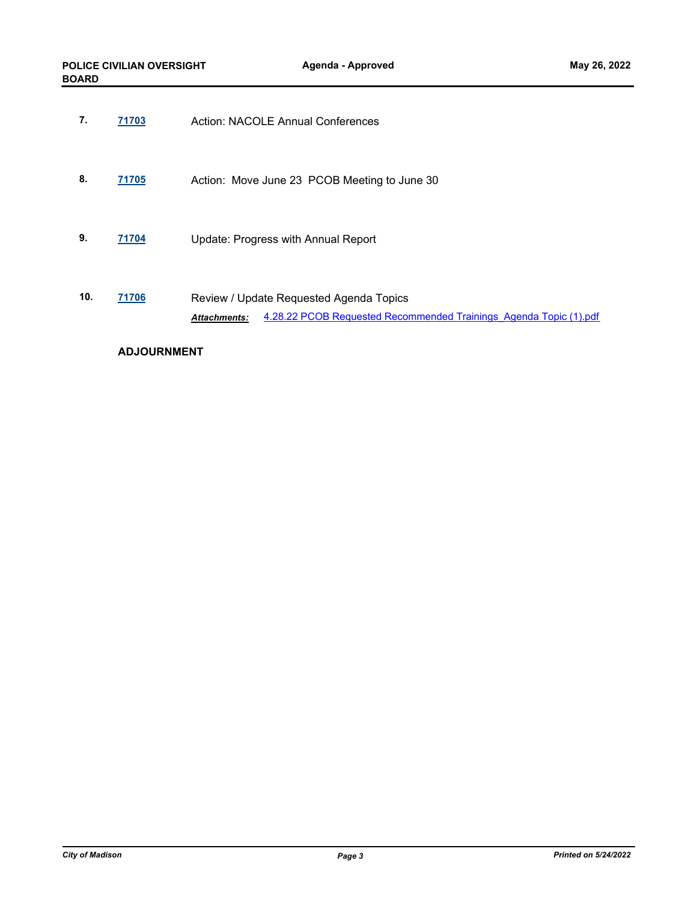7. **71703** Action: NACOLE Annual Conferences

8. **71705** Action: Move June 23 PCOB Meeting to June 30

9. **71704** Update: Progress with Annual Report

10. **71706** Review / Update Requested Agenda Topics

    ***Attachments:*** 4.28.22 PCOB Requested Recommended Trainings_Agenda Topic (1).pdf

**ADJOURNMENT**